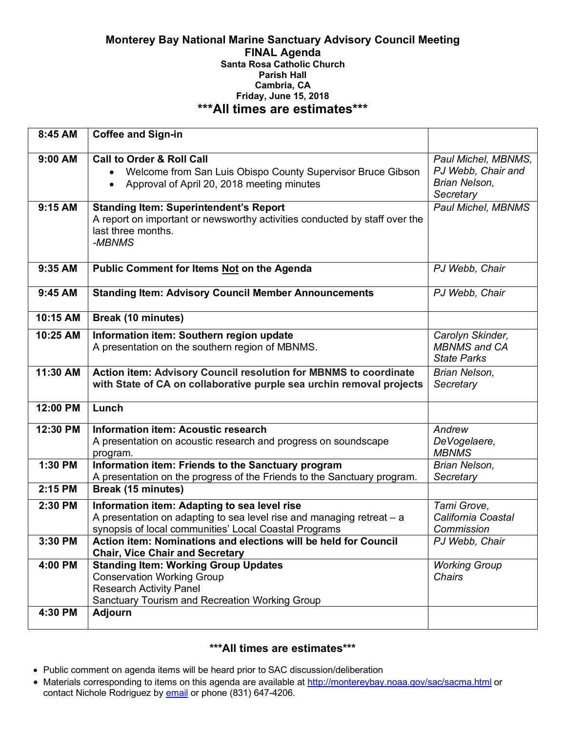# Monterey Bay National Marine Sanctuary Advisory Council Meeting

## FINAL Agenda

**Santa Rosa Catholic Church**
**Parish Hall**
**Cambria, CA**
**Friday, June 15, 2018**

## ***All times are estimates***

| Time | Item | Presenter |
|---|---|---|
| **8:45 AM** | **Coffee and Sign-in** | |
| **9:00 AM** | **Call to Order & Roll Call**<br>• Welcome from San Luis Obispo County Supervisor Bruce Gibson<br>• Approval of April 20, 2018 meeting minutes | *Paul Michel, MBNMS, PJ Webb, Chair and Brian Nelson, Secretary* |
| **9:15 AM** | **Standing Item: Superintendent's Report**<br>A report on important or newsworthy activities conducted by staff over the last three months.<br>*-MBNMS* | *Paul Michel, MBNMS* |
| **9:35 AM** | **Public Comment for Items <u>Not</u> on the Agenda** | *PJ Webb, Chair* |
| **9:45 AM** | **Standing Item: Advisory Council Member Announcements** | *PJ Webb, Chair* |
| **10:15 AM** | **Break (10 minutes)** | |
| **10:25 AM** | **Information item: Southern region update**<br>A presentation on the southern region of MBNMS. | *Carolyn Skinder, MBNMS and CA State Parks* |
| **11:30 AM** | **Action item: Advisory Council resolution for MBNMS to coordinate with State of CA on collaborative purple sea urchin removal projects** | *Brian Nelson, Secretary* |
| **12:00 PM** | **Lunch** | |
| **12:30 PM** | **Information item: Acoustic research**<br>A presentation on acoustic research and progress on soundscape program. | *Andrew DeVogelaere, MBNMS* |
| **1:30 PM** | **Information item: Friends to the Sanctuary program**<br>A presentation on the progress of the Friends to the Sanctuary program. | *Brian Nelson, Secretary* |
| **2:15 PM** | **Break (15 minutes)** | |
| **2:30 PM** | **Information item: Adapting to sea level rise**<br>A presentation on adapting to sea level rise and managing retreat – a synopsis of local communities' Local Coastal Programs | *Tami Grove, California Coastal Commission* |
| **3:30 PM** | **Action item: Nominations and elections will be held for Council Chair, Vice Chair and Secretary** | *PJ Webb, Chair* |
| **4:00 PM** | **Standing Item: Working Group Updates**<br>Conservation Working Group<br>Research Activity Panel<br>Sanctuary Tourism and Recreation Working Group | *Working Group Chairs* |
| **4:30 PM** | **Adjourn** | |

## ***All times are estimates***

- Public comment on agenda items will be heard prior to SAC discussion/deliberation
- Materials corresponding to items on this agenda are available at http://montereybay.noaa.gov/sac/sacma.html or contact Nichole Rodriguez by email or phone (831) 647-4206.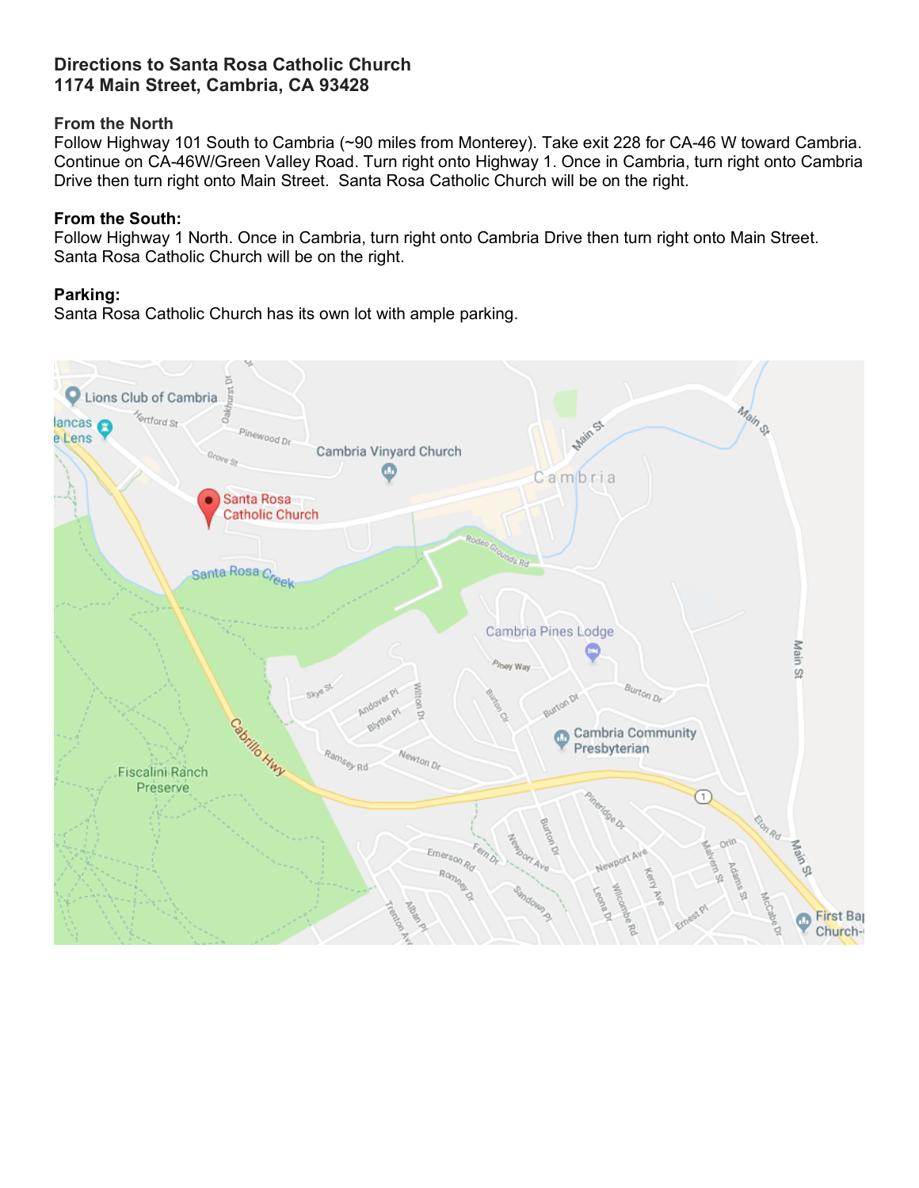**Directions to Santa Rosa Catholic Church**
**1174 Main Street, Cambria, CA 93428**

**From the North**

Follow Highway 101 South to Cambria (~90 miles from Monterey). Take exit 228 for CA-46 W toward Cambria. Continue on CA-46W/Green Valley Road. Turn right onto Highway 1. Once in Cambria, turn right onto Cambria Drive then turn right onto Main Street. Santa Rosa Catholic Church will be on the right.

**From the South:**

Follow Highway 1 North. Once in Cambria, turn right onto Cambria Drive then turn right onto Main Street. Santa Rosa Catholic Church will be on the right.

**Parking:**

Santa Rosa Catholic Church has its own lot with ample parking.